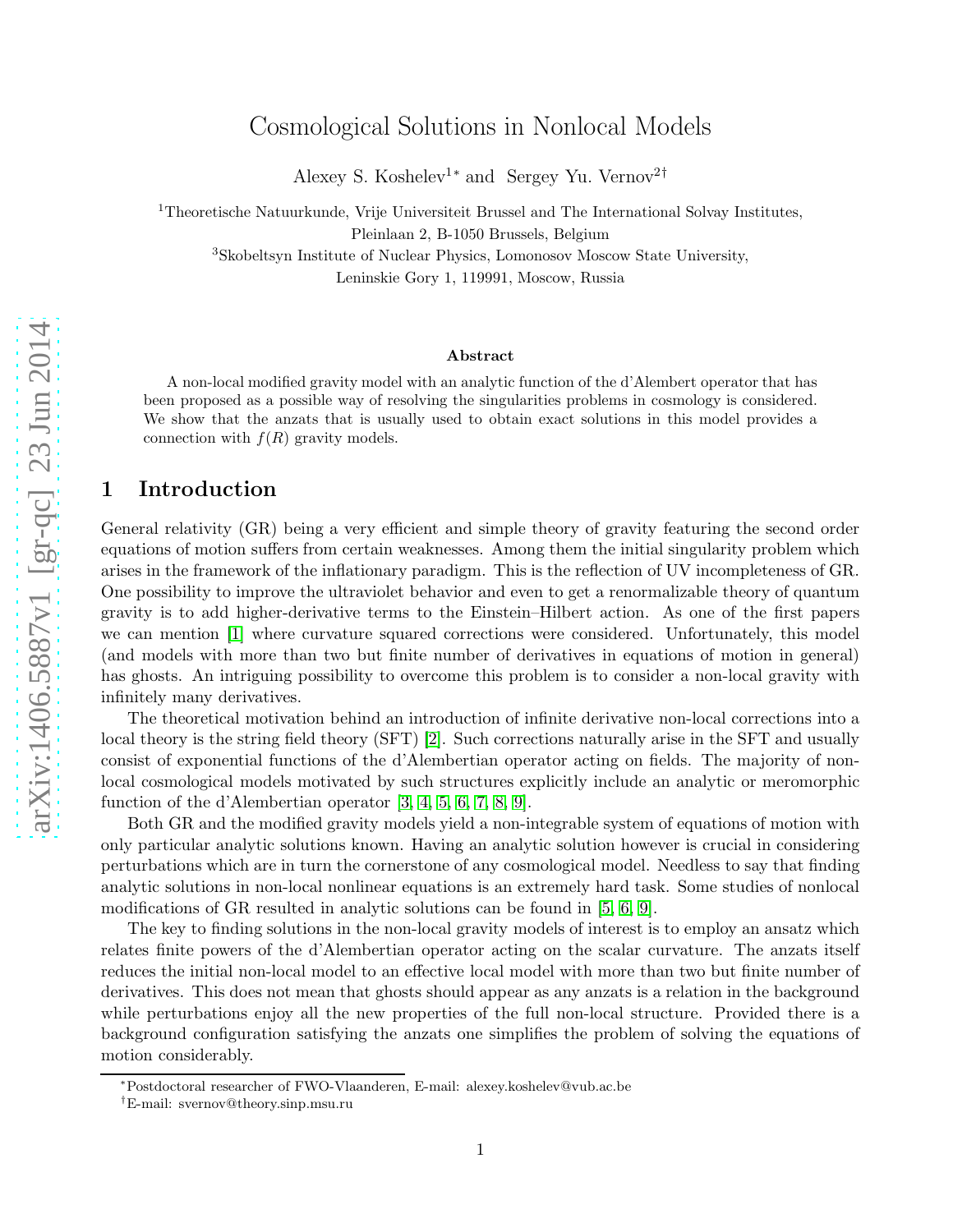# Cosmological Solutions in Nonlocal Models

Alexey S. Koshelev[1]* and Sergey Yu. Vernov[2]†

[1]Theoretische Natuurkunde, Vrije Universiteit Brussel and The International Solvay Institutes, Pleinlaan 2, B-1050 Brussels, Belgium

[3]Skobeltsyn Institute of Nuclear Physics, Lomonosov Moscow State University, Leninskie Gory 1, 119991, Moscow, Russia

### Abstract

A non-local modified gravity model with an analytic function of the d'Alembert operator that has been proposed as a possible way of resolving the singularities problems in cosmology is considered. We show that the anzats that is usually used to obtain exact solutions in this model provides a connection with $f(R)$ gravity models.

## 1 Introduction

General relativity (GR) being a very efficient and simple theory of gravity featuring the second order equations of motion suffers from certain weaknesses. Among them the initial singularity problem which arises in the framework of the inflationary paradigm. This is the reflection of UV incompleteness of GR. One possibility to improve the ultraviolet behavior and even to get a renormalizable theory of quantum gravity is to add higher-derivative terms to the Einstein–Hilbert action. As one of the first papers we can mention [1] where curvature squared corrections were considered. Unfortunately, this model (and models with more than two but finite number of derivatives in equations of motion in general) has ghosts. An intriguing possibility to overcome this problem is to consider a non-local gravity with infinitely many derivatives.

The theoretical motivation behind an introduction of infinite derivative non-local corrections into a local theory is the string field theory (SFT) [2]. Such corrections naturally arise in the SFT and usually consist of exponential functions of the d'Alembertian operator acting on fields. The majority of non-local cosmological models motivated by such structures explicitly include an analytic or meromorphic function of the d'Alembertian operator [3, 4, 5, 6, 7, 8, 9].

Both GR and the modified gravity models yield a non-integrable system of equations of motion with only particular analytic solutions known. Having an analytic solution however is crucial in considering perturbations which are in turn the cornerstone of any cosmological model. Needless to say that finding analytic solutions in non-local nonlinear equations is an extremely hard task. Some studies of nonlocal modifications of GR resulted in analytic solutions can be found in [5, 6, 9].

The key to finding solutions in the non-local gravity models of interest is to employ an ansatz which relates finite powers of the d'Alembertian operator acting on the scalar curvature. The anzats itself reduces the initial non-local model to an effective local model with more than two but finite number of derivatives. This does not mean that ghosts should appear as any anzats is a relation in the background while perturbations enjoy all the new properties of the full non-local structure. Provided there is a background configuration satisfying the anzats one simplifies the problem of solving the equations of motion considerably.

*Postdoctoral researcher of FWO-Vlaanderen, E-mail: alexey.koshelev@vub.ac.be

†E-mail: svernov@theory.sinp.msu.ru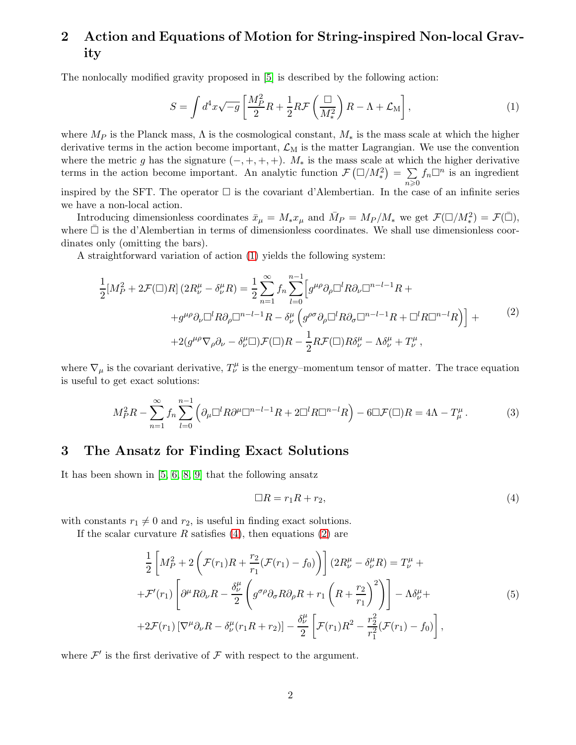## 2 Action and Equations of Motion for String-inspired Non-local Gravity

The nonlocally modified gravity proposed in [5] is described by the following action:

$$S = \int d^4x\sqrt{-g}\left[\frac{M_P^2}{2}R + \frac{1}{2}R\mathcal{F}\left(\frac{\Box}{M_*^2}\right)R - \Lambda + \mathcal{L}_{\rm M}\right], \tag{1}$$

where $M_P$ is the Planck mass, $\Lambda$ is the cosmological constant, $M_*$ is the mass scale at which the higher derivative terms in the action become important, $\mathcal{L}_{\rm M}$ is the matter Lagrangian. We use the convention where the metric $g$ has the signature $(-,+,+,+)$. $M_*$ is the mass scale at which the higher derivative terms in the action become important. An analytic function $\mathcal{F}\left(\Box/M_*^2\right) = \sum\limits_{n\geqslant 0} f_n\Box^n$ is an ingredient inspired by the SFT. The operator $\Box$ is the covariant d'Alembertian. In the case of an infinite series we have a non-local action.

Introducing dimensionless coordinates $\bar{x}_\mu = M_* x_\mu$ and $\bar{M}_P = M_P/M_*$ we get $\mathcal{F}(\Box/M_*^2) = \mathcal{F}(\bar{\Box})$, where $\bar{\Box}$ is the d'Alembertian in terms of dimensionless coordinates. We shall use dimensionless coordinates only (omitting the bars).

A straightforward variation of action (1) yields the following system:

$$\begin{aligned}
\frac{1}{2}[M_P^2 + 2\mathcal{F}(\Box)R]\left(2R^\mu_\nu - \delta^\mu_\nu R\right) = \frac{1}{2}\sum_{n=1}^{\infty} f_n \sum_{l=0}^{n-1}\Big[g^{\mu\rho}\partial_\rho\Box^l R\partial_\nu\Box^{n-l-1}R + \\
+ g^{\mu\rho}\partial_\nu\Box^l R\partial_\rho\Box^{n-l-1}R - \delta^\mu_\nu\left(g^{\rho\sigma}\partial_\rho\Box^l R\partial_\sigma\Box^{n-l-1}R + \Box^l R\Box^{n-l}R\right)\Big] + \\
+ 2(g^{\mu\rho}\nabla_\rho\partial_\nu - \delta^\mu_\nu\Box)\mathcal{F}(\Box)R - \frac{1}{2}R\mathcal{F}(\Box)R\delta^\mu_\nu - \Lambda\delta^\mu_\nu + T^\mu_\nu\,,
\end{aligned} \tag{2}$$

where $\nabla_\mu$ is the covariant derivative, $T^\mu_\nu$ is the energy–momentum tensor of matter. The trace equation is useful to get exact solutions:

$$M_P^2 R - \sum_{n=1}^{\infty} f_n\sum_{l=0}^{n-1}\left(\partial_\mu\Box^l R\partial^\mu\Box^{n-l-1}R + 2\Box^l R\Box^{n-l}R\right) - 6\Box\mathcal{F}(\Box)R = 4\Lambda - T^\mu_\mu\,. \tag{3}$$

## 3 The Ansatz for Finding Exact Solutions

It has been shown in [5, 6, 8, 9] that the following ansatz

$$\Box R = r_1 R + r_2, \tag{4}$$

with constants $r_1 \neq 0$ and $r_2$, is useful in finding exact solutions.

If the scalar curvature $R$ satisfies (4), then equations (2) are

$$\begin{aligned}
\frac{1}{2}\left[M_P^2 + 2\left(\mathcal{F}(r_1)R + \frac{r_2}{r_1}(\mathcal{F}(r_1) - f_0)\right)\right]\left(2R^\mu_\nu - \delta^\mu_\nu R\right) = T^\mu_\nu + \\
+ \mathcal{F}'(r_1)\left[\partial^\mu R\partial_\nu R - \frac{\delta^\mu_\nu}{2}\left(g^{\sigma\rho}\partial_\sigma R\partial_\rho R + r_1\left(R + \frac{r_2}{r_1}\right)^2\right)\right] - \Lambda\delta^\mu_\nu + \\
+ 2\mathcal{F}(r_1)\left[\nabla^\mu\partial_\nu R - \delta^\mu_\nu(r_1 R + r_2)\right] - \frac{\delta^\mu_\nu}{2}\left[\mathcal{F}(r_1)R^2 - \frac{r_2^2}{r_1^2}(\mathcal{F}(r_1) - f_0)\right],
\end{aligned} \tag{5}$$

where $\mathcal{F}'$ is the first derivative of $\mathcal{F}$ with respect to the argument.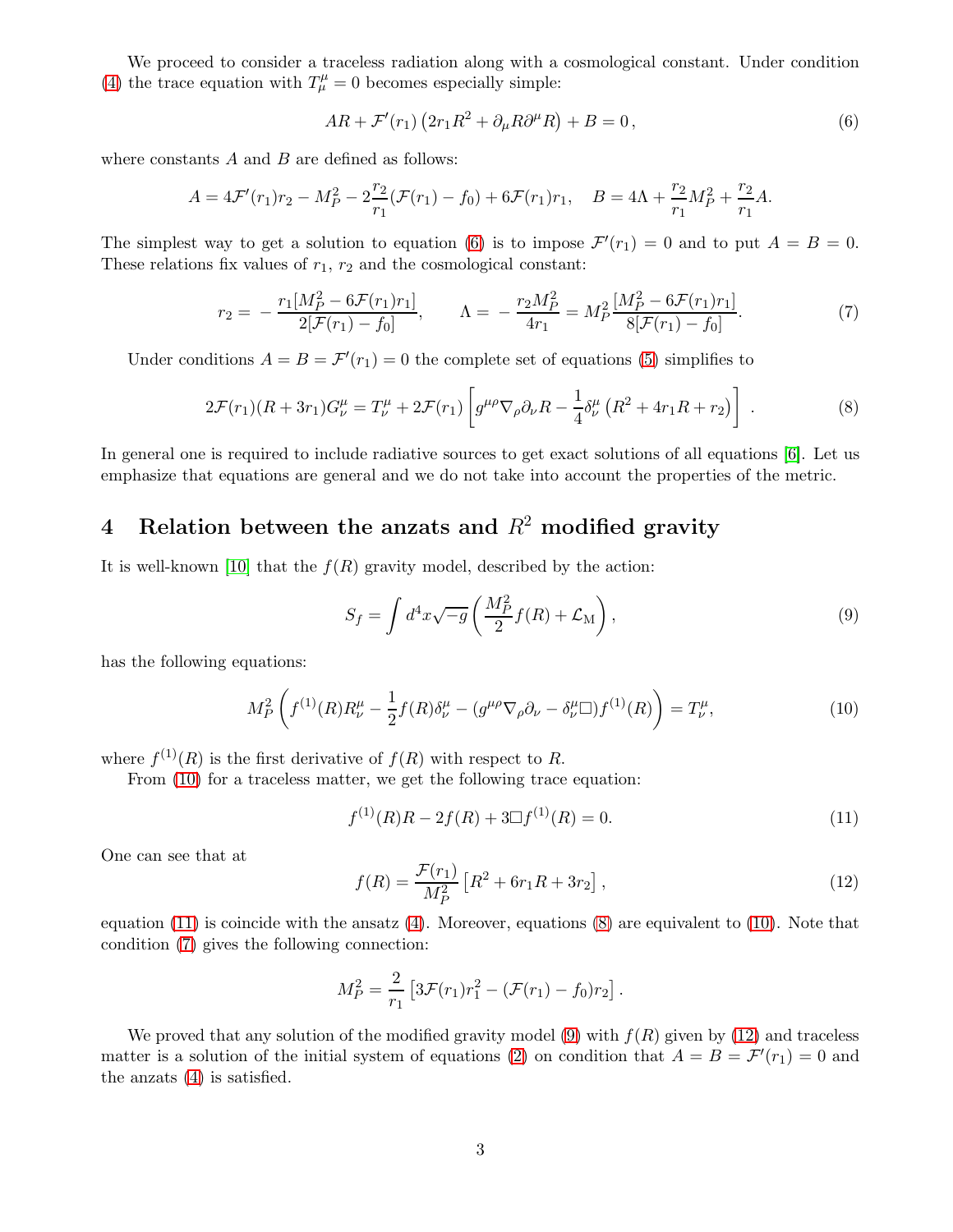We proceed to consider a traceless radiation along with a cosmological constant. Under condition (4) the trace equation with $T^\mu_\mu = 0$ becomes especially simple:

$$AR + \mathcal{F}'(r_1)\left(2r_1 R^2 + \partial_\mu R \partial^\mu R\right) + B = 0\,, \tag{6}$$

where constants $A$ and $B$ are defined as follows:

$$A = 4\mathcal{F}'(r_1)r_2 - M_P^2 - 2\frac{r_2}{r_1}(\mathcal{F}(r_1) - f_0) + 6\mathcal{F}(r_1)r_1, \quad B = 4\Lambda + \frac{r_2}{r_1}M_P^2 + \frac{r_2}{r_1}A.$$

The simplest way to get a solution to equation (6) is to impose $\mathcal{F}'(r_1) = 0$ and to put $A = B = 0$. These relations fix values of $r_1$, $r_2$ and the cosmological constant:

$$r_2 = -\frac{r_1[M_P^2 - 6\mathcal{F}(r_1)r_1]}{2[\mathcal{F}(r_1) - f_0]}, \qquad \Lambda = -\frac{r_2 M_P^2}{4r_1} = M_P^2\frac{[M_P^2 - 6\mathcal{F}(r_1)r_1]}{8[\mathcal{F}(r_1) - f_0]}. \tag{7}$$

Under conditions $A = B = \mathcal{F}'(r_1) = 0$ the complete set of equations (5) simplifies to

$$2\mathcal{F}(r_1)(R + 3r_1)G^\mu_\nu = T^\mu_\nu + 2\mathcal{F}(r_1)\left[g^{\mu\rho}\nabla_\rho\partial_\nu R - \frac{1}{4}\delta^\mu_\nu\left(R^2 + 4r_1 R + r_2\right)\right]\,. \tag{8}$$

In general one is required to include radiative sources to get exact solutions of all equations [6]. Let us emphasize that equations are general and we do not take into account the properties of the metric.

# 4 Relation between the anzats and $R^2$ modified gravity

It is well-known [10] that the $f(R)$ gravity model, described by the action:

$$S_f = \int d^4x\sqrt{-g}\left(\frac{M_P^2}{2}f(R) + \mathcal{L}_{\mathrm{M}}\right), \tag{9}$$

has the following equations:

$$M_P^2\left(f^{(1)}(R)R^\mu_\nu - \frac{1}{2}f(R)\delta^\mu_\nu - (g^{\mu\rho}\nabla_\rho\partial_\nu - \delta^\mu_\nu\Box)f^{(1)}(R)\right) = T^\mu_\nu, \tag{10}$$

where $f^{(1)}(R)$ is the first derivative of $f(R)$ with respect to $R$.

From (10) for a traceless matter, we get the following trace equation:

$$f^{(1)}(R)R - 2f(R) + 3\Box f^{(1)}(R) = 0. \tag{11}$$

One can see that at

$$f(R) = \frac{\mathcal{F}(r_1)}{M_P^2}\left[R^2 + 6r_1 R + 3r_2\right], \tag{12}$$

equation (11) is coincide with the ansatz (4). Moreover, equations (8) are equivalent to (10). Note that condition (7) gives the following connection:

$$M_P^2 = \frac{2}{r_1}\left[3\mathcal{F}(r_1)r_1^2 - (\mathcal{F}(r_1) - f_0)r_2\right].$$

We proved that any solution of the modified gravity model (9) with $f(R)$ given by (12) and traceless matter is a solution of the initial system of equations (2) on condition that $A = B = \mathcal{F}'(r_1) = 0$ and the anzats (4) is satisfied.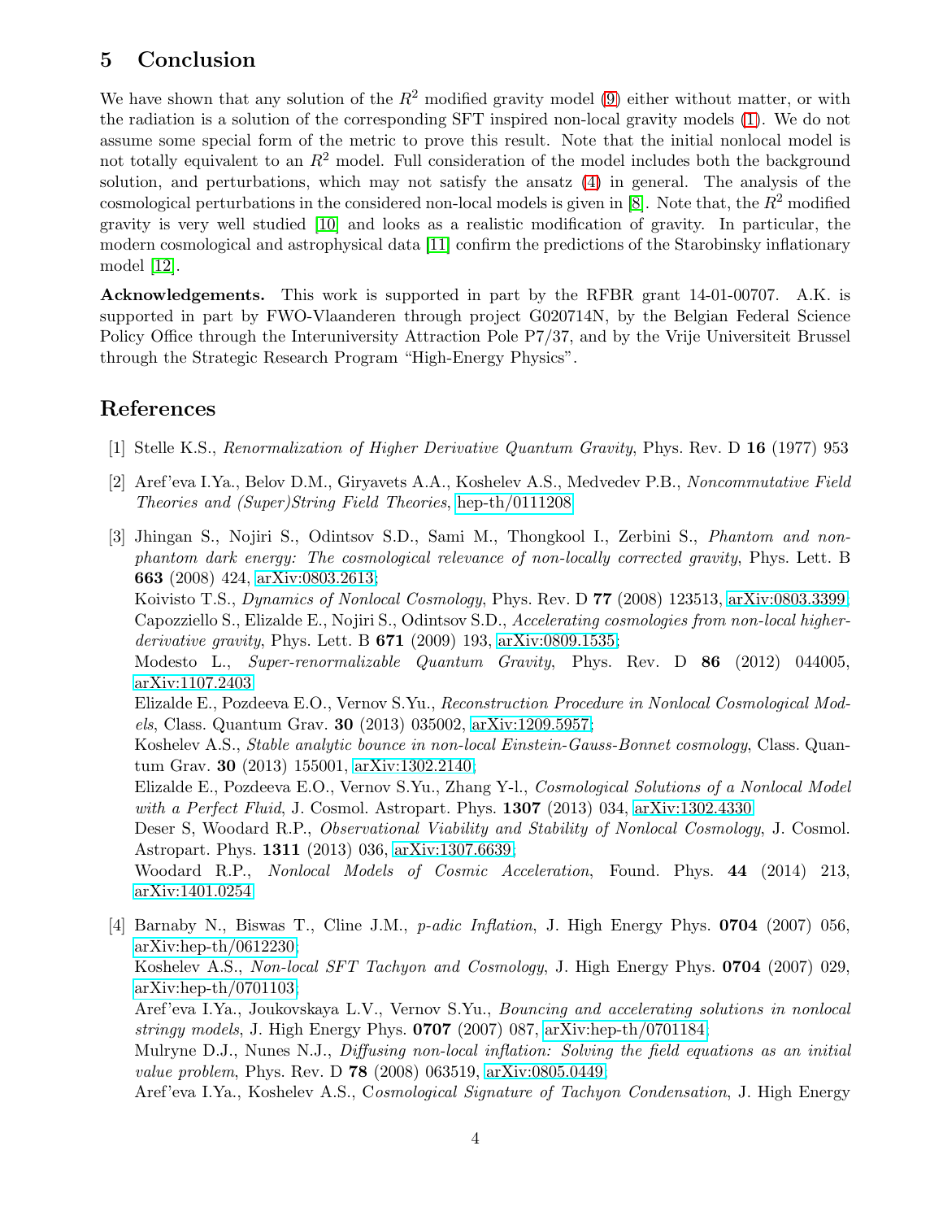## 5 Conclusion

We have shown that any solution of the $R^2$ modified gravity model (9) either without matter, or with the radiation is a solution of the corresponding SFT inspired non-local gravity models (1). We do not assume some special form of the metric to prove this result. Note that the initial nonlocal model is not totally equivalent to an $R^2$ model. Full consideration of the model includes both the background solution, and perturbations, which may not satisfy the ansatz (4) in general. The analysis of the cosmological perturbations in the considered non-local models is given in [8]. Note that, the $R^2$ modified gravity is very well studied [10] and looks as a realistic modification of gravity. In particular, the modern cosmological and astrophysical data [11] confirm the predictions of the Starobinsky inflationary model [12].

**Acknowledgements.** This work is supported in part by the RFBR grant 14-01-00707. A.K. is supported in part by FWO-Vlaanderen through project G020714N, by the Belgian Federal Science Policy Office through the Interuniversity Attraction Pole P7/37, and by the Vrije Universiteit Brussel through the Strategic Research Program "High-Energy Physics".

## References

[1] Stelle K.S., *Renormalization of Higher Derivative Quantum Gravity*, Phys. Rev. D **16** (1977) 953

[2] Aref'eva I.Ya., Belov D.M., Giryavets A.A., Koshelev A.S., Medvedev P.B., *Noncommutative Field Theories and (Super)String Field Theories*, hep-th/0111208

[3] Jhingan S., Nojiri S., Odintsov S.D., Sami M., Thongkool I., Zerbini S., *Phantom and non-phantom dark energy: The cosmological relevance of non-locally corrected gravity*, Phys. Lett. B **663** (2008) 424, arXiv:0803.2613;
Koivisto T.S., *Dynamics of Nonlocal Cosmology*, Phys. Rev. D **77** (2008) 123513, arXiv:0803.3399;
Capozziello S., Elizalde E., Nojiri S., Odintsov S.D., *Accelerating cosmologies from non-local higher-derivative gravity*, Phys. Lett. B **671** (2009) 193, arXiv:0809.1535;
Modesto L., *Super-renormalizable Quantum Gravity*, Phys. Rev. D **86** (2012) 044005, arXiv:1107.2403
Elizalde E., Pozdeeva E.O., Vernov S.Yu., *Reconstruction Procedure in Nonlocal Cosmological Models*, Class. Quantum Grav. **30** (2013) 035002, arXiv:1209.5957;
Koshelev A.S., *Stable analytic bounce in non-local Einstein-Gauss-Bonnet cosmology*, Class. Quantum Grav. **30** (2013) 155001, arXiv:1302.2140;
Elizalde E., Pozdeeva E.O., Vernov S.Yu., Zhang Y-l., *Cosmological Solutions of a Nonlocal Model with a Perfect Fluid*, J. Cosmol. Astropart. Phys. **1307** (2013) 034, arXiv:1302.4330
Deser S, Woodard R.P., *Observational Viability and Stability of Nonlocal Cosmology*, J. Cosmol. Astropart. Phys. **1311** (2013) 036, arXiv:1307.6639;
Woodard R.P., *Nonlocal Models of Cosmic Acceleration*, Found. Phys. **44** (2014) 213, arXiv:1401.0254

[4] Barnaby N., Biswas T., Cline J.M., *p-adic Inflation*, J. High Energy Phys. **0704** (2007) 056, arXiv:hep-th/0612230;
Koshelev A.S., *Non-local SFT Tachyon and Cosmology*, J. High Energy Phys. **0704** (2007) 029, arXiv:hep-th/0701103;
Aref'eva I.Ya., Joukovskaya L.V., Vernov S.Yu., *Bouncing and accelerating solutions in nonlocal stringy models*, J. High Energy Phys. **0707** (2007) 087, arXiv:hep-th/0701184;
Mulryne D.J., Nunes N.J., *Diffusing non-local inflation: Solving the field equations as an initial value problem*, Phys. Rev. D **78** (2008) 063519, arXiv:0805.0449;
Aref'eva I.Ya., Koshelev A.S., C*osmological Signature of Tachyon Condensation*, J. High Energy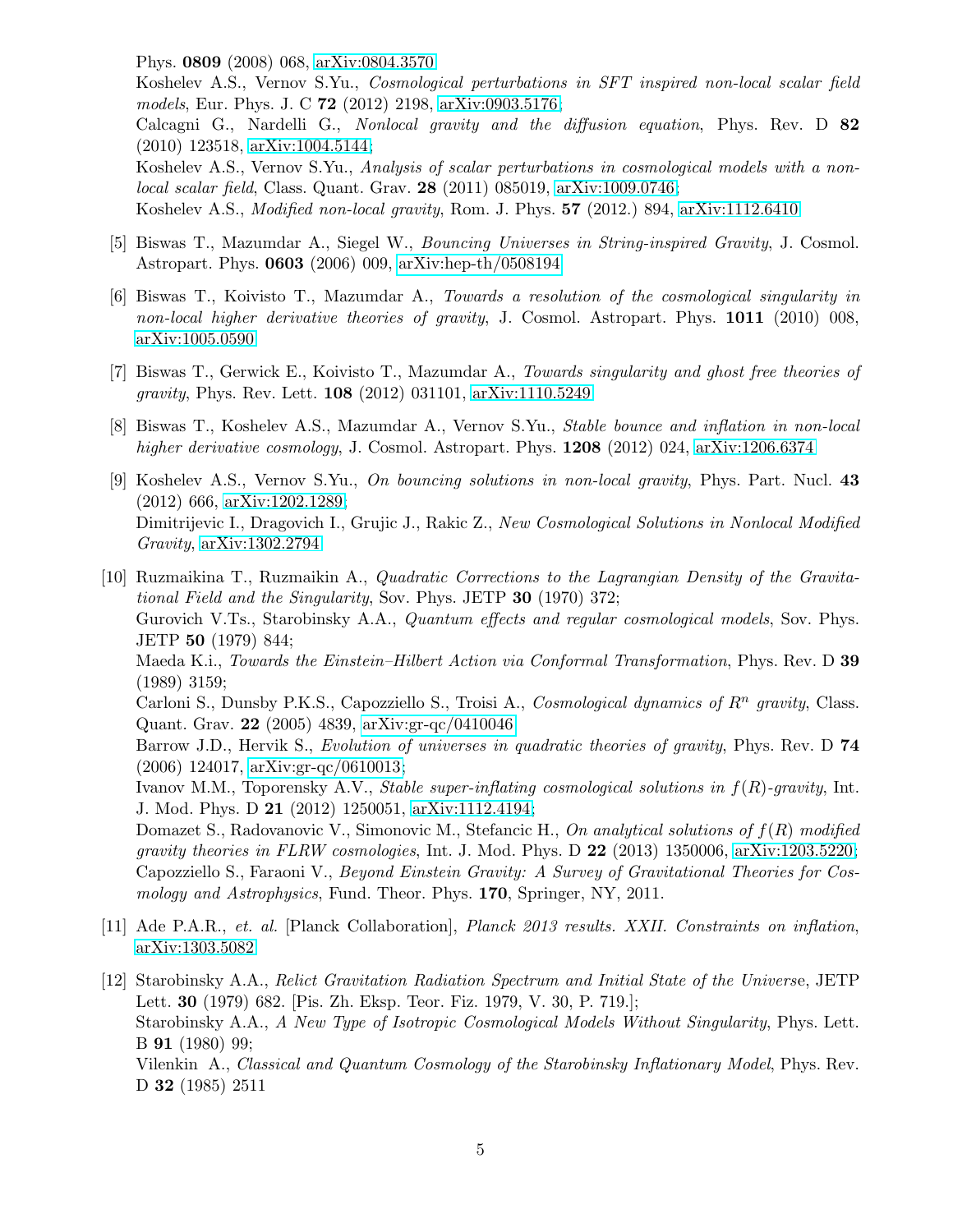Phys. **0809** (2008) 068, arXiv:0804.3570
Koshelev A.S., Vernov S.Yu., *Cosmological perturbations in SFT inspired non-local scalar field models*, Eur. Phys. J. C **72** (2012) 2198, arXiv:0903.5176;
Calcagni G., Nardelli G., *Nonlocal gravity and the diffusion equation*, Phys. Rev. D **82** (2010) 123518, arXiv:1004.5144;
Koshelev A.S., Vernov S.Yu., *Analysis of scalar perturbations in cosmological models with a non-local scalar field*, Class. Quant. Grav. **28** (2011) 085019, arXiv:1009.0746;
Koshelev A.S., *Modified non-local gravity*, Rom. J. Phys. **57** (2012.) 894, arXiv:1112.6410

[5] Biswas T., Mazumdar A., Siegel W., *Bouncing Universes in String-inspired Gravity*, J. Cosmol. Astropart. Phys. **0603** (2006) 009, arXiv:hep-th/0508194

[6] Biswas T., Koivisto T., Mazumdar A., *Towards a resolution of the cosmological singularity in non-local higher derivative theories of gravity*, J. Cosmol. Astropart. Phys. **1011** (2010) 008, arXiv:1005.0590

[7] Biswas T., Gerwick E., Koivisto T., Mazumdar A., *Towards singularity and ghost free theories of gravity*, Phys. Rev. Lett. **108** (2012) 031101, arXiv:1110.5249

[8] Biswas T., Koshelev A.S., Mazumdar A., Vernov S.Yu., *Stable bounce and inflation in non-local higher derivative cosmology*, J. Cosmol. Astropart. Phys. **1208** (2012) 024, arXiv:1206.6374

[9] Koshelev A.S., Vernov S.Yu., *On bouncing solutions in non-local gravity*, Phys. Part. Nucl. **43** (2012) 666, arXiv:1202.1289;
Dimitrijevic I., Dragovich I., Grujic J., Rakic Z., *New Cosmological Solutions in Nonlocal Modified Gravity*, arXiv:1302.2794

[10] Ruzmaikina T., Ruzmaikin A., *Quadratic Corrections to the Lagrangian Density of the Gravitational Field and the Singularity*, Sov. Phys. JETP **30** (1970) 372;
Gurovich V.Ts., Starobinsky A.A., *Quantum effects and regular cosmological models*, Sov. Phys. JETP **50** (1979) 844;
Maeda K.i., *Towards the Einstein–Hilbert Action via Conformal Transformation*, Phys. Rev. D **39** (1989) 3159;
Carloni S., Dunsby P.K.S., Capozziello S., Troisi A., *Cosmological dynamics of $R^n$ gravity*, Class. Quant. Grav. **22** (2005) 4839, arXiv:gr-qc/0410046
Barrow J.D., Hervik S., *Evolution of universes in quadratic theories of gravity*, Phys. Rev. D **74** (2006) 124017, arXiv:gr-qc/0610013;
Ivanov M.M., Toporensky A.V., *Stable super-inflating cosmological solutions in $f(R)$-gravity*, Int. J. Mod. Phys. D **21** (2012) 1250051, arXiv:1112.4194;
Domazet S., Radovanovic V., Simonovic M., Stefancic H., *On analytical solutions of $f(R)$ modified gravity theories in FLRW cosmologies*, Int. J. Mod. Phys. D **22** (2013) 1350006, arXiv:1203.5220;
Capozziello S., Faraoni V., *Beyond Einstein Gravity: A Survey of Gravitational Theories for Cosmology and Astrophysics*, Fund. Theor. Phys. **170**, Springer, NY, 2011.

[11] Ade P.A.R., *et. al.* [Planck Collaboration], *Planck 2013 results. XXII. Constraints on inflation*, arXiv:1303.5082

[12] Starobinsky A.A., *Relict Gravitation Radiation Spectrum and Initial State of the Universe*, JETP Lett. **30** (1979) 682. [Pis. Zh. Eksp. Teor. Fiz. 1979, V. 30, P. 719.];
Starobinsky A.A., *A New Type of Isotropic Cosmological Models Without Singularity*, Phys. Lett. B **91** (1980) 99;
Vilenkin A., *Classical and Quantum Cosmology of the Starobinsky Inflationary Model*, Phys. Rev. D **32** (1985) 2511